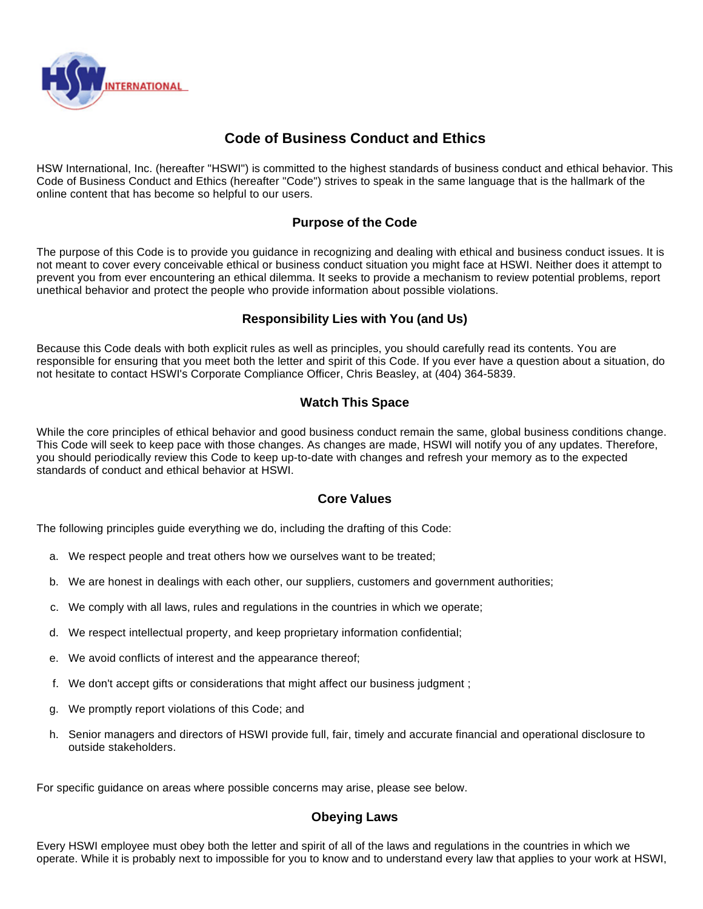# Code of Business Conduct and Ethics

HSW International, Inc. (hereafter "HSWI") is committed to the highest standards of business conduct and ethical behavior. This Code of Business Conduct and Ethics (hereafter "Code") strives to speak in the same language that is the hallmark of the online content that has become so helpful to our users.

## Purpose of the Code

The purpose of this Code is to provide you guidance in recognizing and dealing with ethical and business conduct issues. It is not meant to cover every conceivable ethical or business conduct situation you might face at HSWI. Neither does it attempt to prevent you from ever encountering an ethical dilemma. It seeks to provide a mechanism to review potential problems, report unethical behavior and protect the people who provide information about possible violations.

## Responsibility Lies with You (and Us)

Because this Code deals with both explicit rules as well as principles, you should carefully read its contents. You are responsible for ensuring that you meet both the letter and spirit of this Code. If you ever have a question about a situation, do not hesitate to contact HSWI's Corporate Compliance Officer, Chris Beasley, at (404) 364-5839.

## Watch This Space

While the core principles of ethical behavior and good business conduct remain the same, global business conditions change. This Code will seek to keep pace with those changes. As changes are made, HSWI will notify you of any updates. Therefore, you should periodically review this Code to keep up-to-date with changes and refresh your memory as to the expected standards of conduct and ethical behavior at HSWI.

## Core Values

The following principles guide everything we do, including the drafting of this Code:

a. We respect people and treat others how we ourselves want to be treated;

b. We are honest in dealings with each other, our suppliers, customers and government authorities;

c. We comply with all laws, rules and regulations in the countries in which we operate;

d. We respect intellectual property, and keep proprietary information confidential;

e. We avoid conflicts of interest and the appearance thereof;

f. We don't accept gifts or considerations that might affect our business judgment ;

g. We promptly report violations of this Code; and

h. Senior managers and directors of HSWI provide full, fair, timely and accurate financial and operational disclosure to outside stakeholders.

For specific guidance on areas where possible concerns may arise, please see below.

## Obeying Laws

Every HSWI employee must obey both the letter and spirit of all of the laws and regulations in the countries in which we operate. While it is probably next to impossible for you to know and to understand every law that applies to your work at HSWI,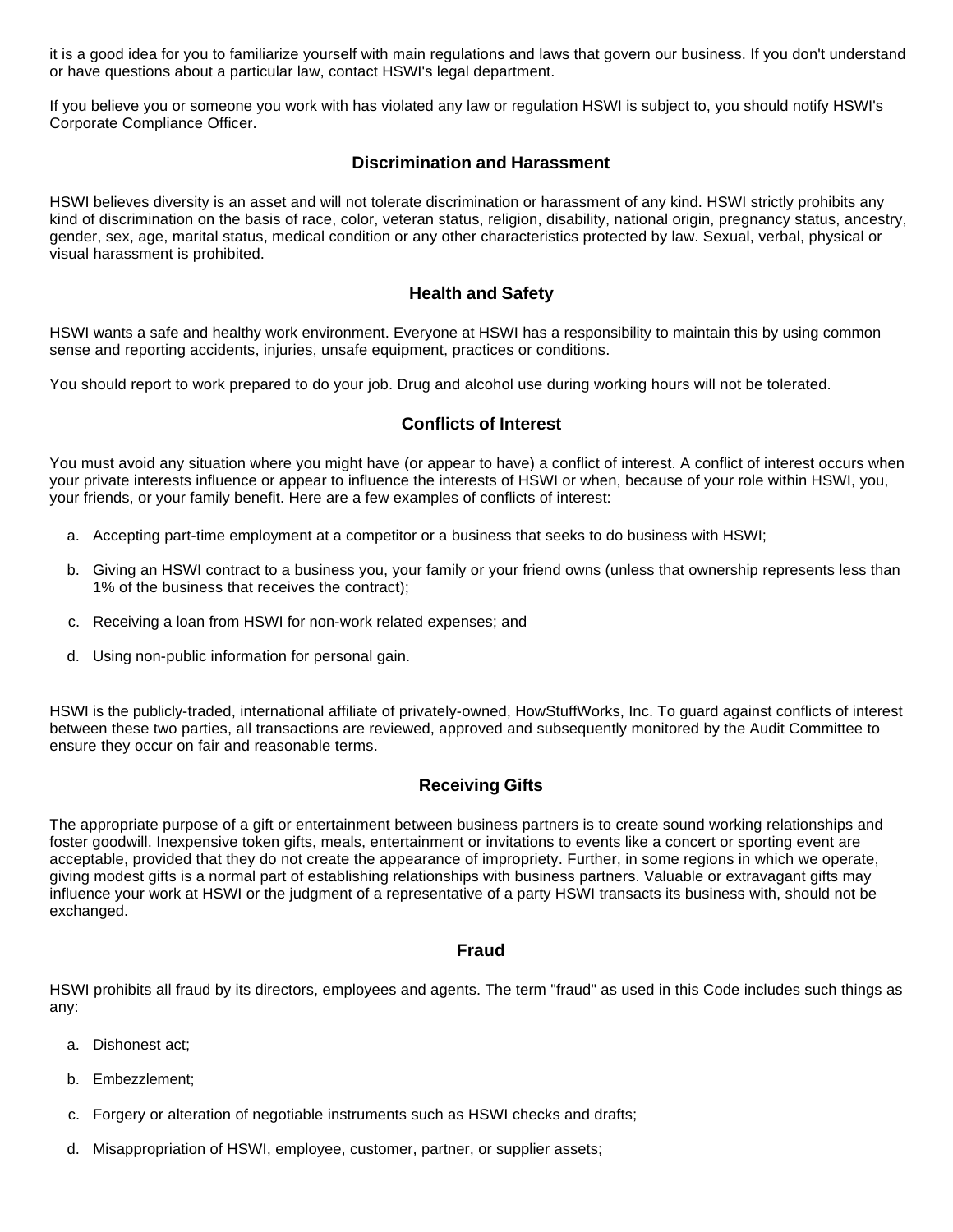it is a good idea for you to familiarize yourself with main regulations and laws that govern our business. If you don't understand or have questions about a particular law, contact HSWI's legal department.

If you believe you or someone you work with has violated any law or regulation HSWI is subject to, you should notify HSWI's Corporate Compliance Officer.

## Discrimination and Harassment

HSWI believes diversity is an asset and will not tolerate discrimination or harassment of any kind. HSWI strictly prohibits any kind of discrimination on the basis of race, color, veteran status, religion, disability, national origin, pregnancy status, ancestry, gender, sex, age, marital status, medical condition or any other characteristics protected by law. Sexual, verbal, physical or visual harassment is prohibited.

## Health and Safety

HSWI wants a safe and healthy work environment. Everyone at HSWI has a responsibility to maintain this by using common sense and reporting accidents, injuries, unsafe equipment, practices or conditions.

You should report to work prepared to do your job. Drug and alcohol use during working hours will not be tolerated.

## Conflicts of Interest

You must avoid any situation where you might have (or appear to have) a conflict of interest. A conflict of interest occurs when your private interests influence or appear to influence the interests of HSWI or when, because of your role within HSWI, you, your friends, or your family benefit. Here are a few examples of conflicts of interest:

a. Accepting part-time employment at a competitor or a business that seeks to do business with HSWI;

b. Giving an HSWI contract to a business you, your family or your friend owns (unless that ownership represents less than 1% of the business that receives the contract);

c. Receiving a loan from HSWI for non-work related expenses; and

d. Using non-public information for personal gain.

HSWI is the publicly-traded, international affiliate of privately-owned, HowStuffWorks, Inc. To guard against conflicts of interest between these two parties, all transactions are reviewed, approved and subsequently monitored by the Audit Committee to ensure they occur on fair and reasonable terms.

## Receiving Gifts

The appropriate purpose of a gift or entertainment between business partners is to create sound working relationships and foster goodwill. Inexpensive token gifts, meals, entertainment or invitations to events like a concert or sporting event are acceptable, provided that they do not create the appearance of impropriety. Further, in some regions in which we operate, giving modest gifts is a normal part of establishing relationships with business partners. Valuable or extravagant gifts may influence your work at HSWI or the judgment of a representative of a party HSWI transacts its business with, should not be exchanged.

## Fraud

HSWI prohibits all fraud by its directors, employees and agents. The term "fraud" as used in this Code includes such things as any:

a. Dishonest act;

b. Embezzlement;

c. Forgery or alteration of negotiable instruments such as HSWI checks and drafts;

d. Misappropriation of HSWI, employee, customer, partner, or supplier assets;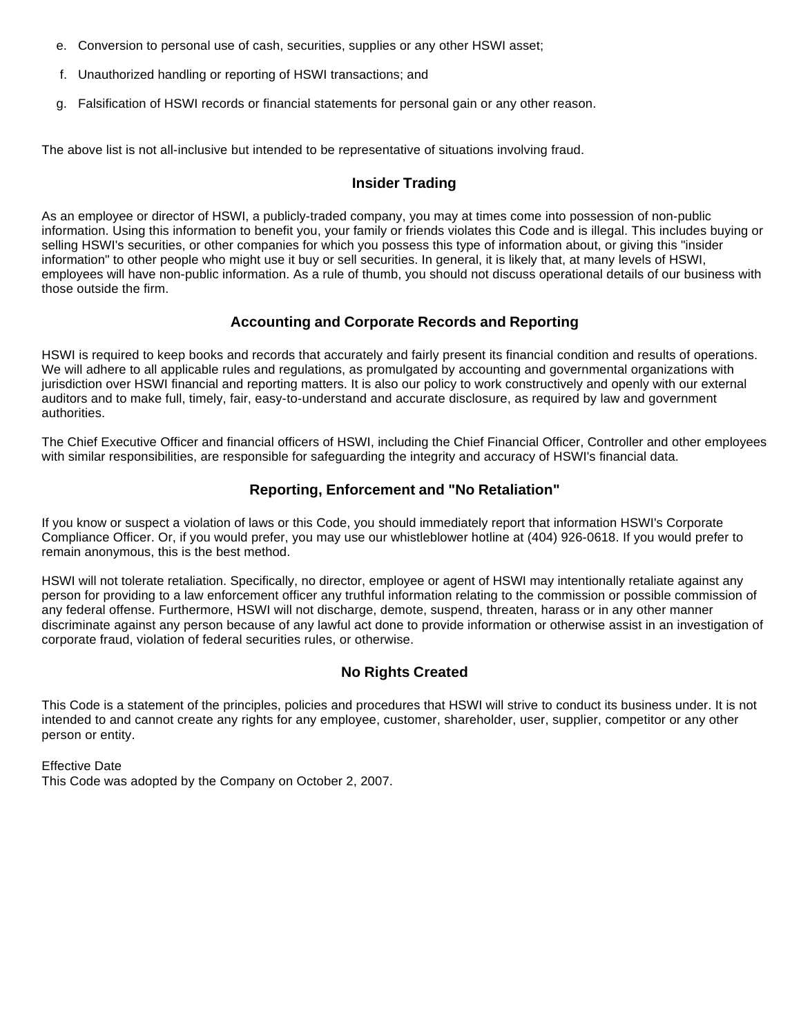e. Conversion to personal use of cash, securities, supplies or any other HSWI asset;

f. Unauthorized handling or reporting of HSWI transactions; and

g. Falsification of HSWI records or financial statements for personal gain or any other reason.

The above list is not all-inclusive but intended to be representative of situations involving fraud.

## Insider Trading

As an employee or director of HSWI, a publicly-traded company, you may at times come into possession of non-public information. Using this information to benefit you, your family or friends violates this Code and is illegal. This includes buying or selling HSWI's securities, or other companies for which you possess this type of information about, or giving this "insider information" to other people who might use it buy or sell securities. In general, it is likely that, at many levels of HSWI, employees will have non-public information. As a rule of thumb, you should not discuss operational details of our business with those outside the firm.

## Accounting and Corporate Records and Reporting

HSWI is required to keep books and records that accurately and fairly present its financial condition and results of operations. We will adhere to all applicable rules and regulations, as promulgated by accounting and governmental organizations with jurisdiction over HSWI financial and reporting matters. It is also our policy to work constructively and openly with our external auditors and to make full, timely, fair, easy-to-understand and accurate disclosure, as required by law and government authorities.

The Chief Executive Officer and financial officers of HSWI, including the Chief Financial Officer, Controller and other employees with similar responsibilities, are responsible for safeguarding the integrity and accuracy of HSWI's financial data.

## Reporting, Enforcement and "No Retaliation"

If you know or suspect a violation of laws or this Code, you should immediately report that information HSWI's Corporate Compliance Officer. Or, if you would prefer, you may use our whistleblower hotline at (404) 926-0618. If you would prefer to remain anonymous, this is the best method.

HSWI will not tolerate retaliation. Specifically, no director, employee or agent of HSWI may intentionally retaliate against any person for providing to a law enforcement officer any truthful information relating to the commission or possible commission of any federal offense. Furthermore, HSWI will not discharge, demote, suspend, threaten, harass or in any other manner discriminate against any person because of any lawful act done to provide information or otherwise assist in an investigation of corporate fraud, violation of federal securities rules, or otherwise.

## No Rights Created

This Code is a statement of the principles, policies and procedures that HSWI will strive to conduct its business under. It is not intended to and cannot create any rights for any employee, customer, shareholder, user, supplier, competitor or any other person or entity.

Effective Date
This Code was adopted by the Company on October 2, 2007.